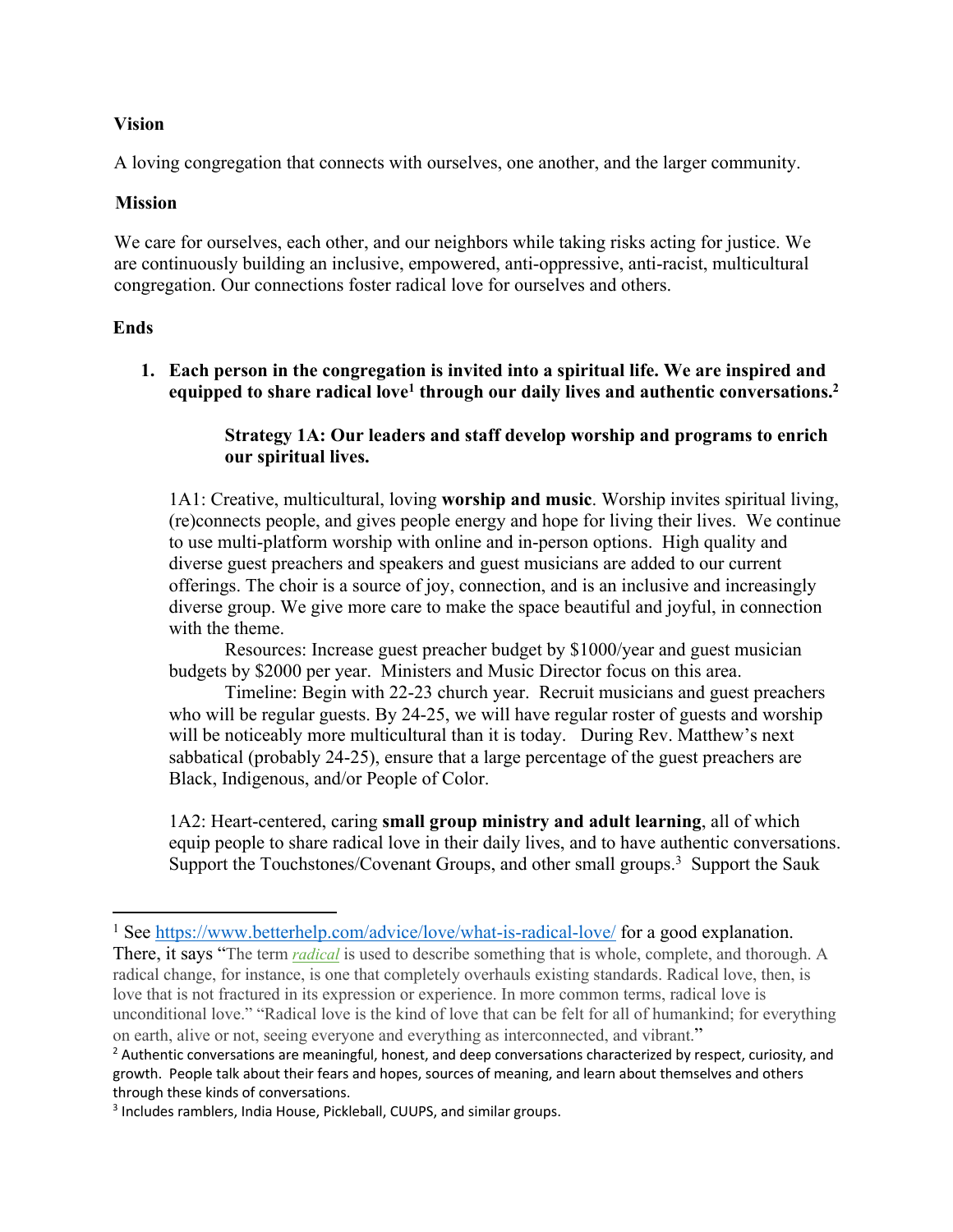**Vision**

A loving congregation that connects with ourselves, one another, and the larger community.

**Mission**

We care for ourselves, each other, and our neighbors while taking risks acting for justice. We are continuously building an inclusive, empowered, anti-oppressive, anti-racist, multicultural congregation. Our connections foster radical love for ourselves and others.

**Ends**

1. **Each person in the congregation is invited into a spiritual life. We are inspired and equipped to share radical love[1] through our daily lives and authentic conversations.[2]**

   **Strategy 1A: Our leaders and staff develop worship and programs to enrich our spiritual lives.**

   1A1: Creative, multicultural, loving **worship and music**. Worship invites spiritual living, (re)connects people, and gives people energy and hope for living their lives. We continue to use multi-platform worship with online and in-person options. High quality and diverse guest preachers and speakers and guest musicians are added to our current offerings. The choir is a source of joy, connection, and is an inclusive and increasingly diverse group. We give more care to make the space beautiful and joyful, in connection with the theme.

   Resources: Increase guest preacher budget by $1000/year and guest musician budgets by $2000 per year. Ministers and Music Director focus on this area.

   Timeline: Begin with 22-23 church year. Recruit musicians and guest preachers who will be regular guests. By 24-25, we will have regular roster of guests and worship will be noticeably more multicultural than it is today. During Rev. Matthew's next sabbatical (probably 24-25), ensure that a large percentage of the guest preachers are Black, Indigenous, and/or People of Color.

   1A2: Heart-centered, caring **small group ministry and adult learning**, all of which equip people to share radical love in their daily lives, and to have authentic conversations. Support the Touchstones/Covenant Groups, and other small groups.[3] Support the Sauk

---

[1] See https://www.betterhelp.com/advice/love/what-is-radical-love/ for a good explanation. There, it says "The term *radical* is used to describe something that is whole, complete, and thorough. A radical change, for instance, is one that completely overhauls existing standards. Radical love, then, is love that is not fractured in its expression or experience. In more common terms, radical love is unconditional love." "Radical love is the kind of love that can be felt for all of humankind; for everything on earth, alive or not, seeing everyone and everything as interconnected, and vibrant."

[2] Authentic conversations are meaningful, honest, and deep conversations characterized by respect, curiosity, and growth. People talk about their fears and hopes, sources of meaning, and learn about themselves and others through these kinds of conversations.

[3] Includes ramblers, India House, Pickleball, CUUPS, and similar groups.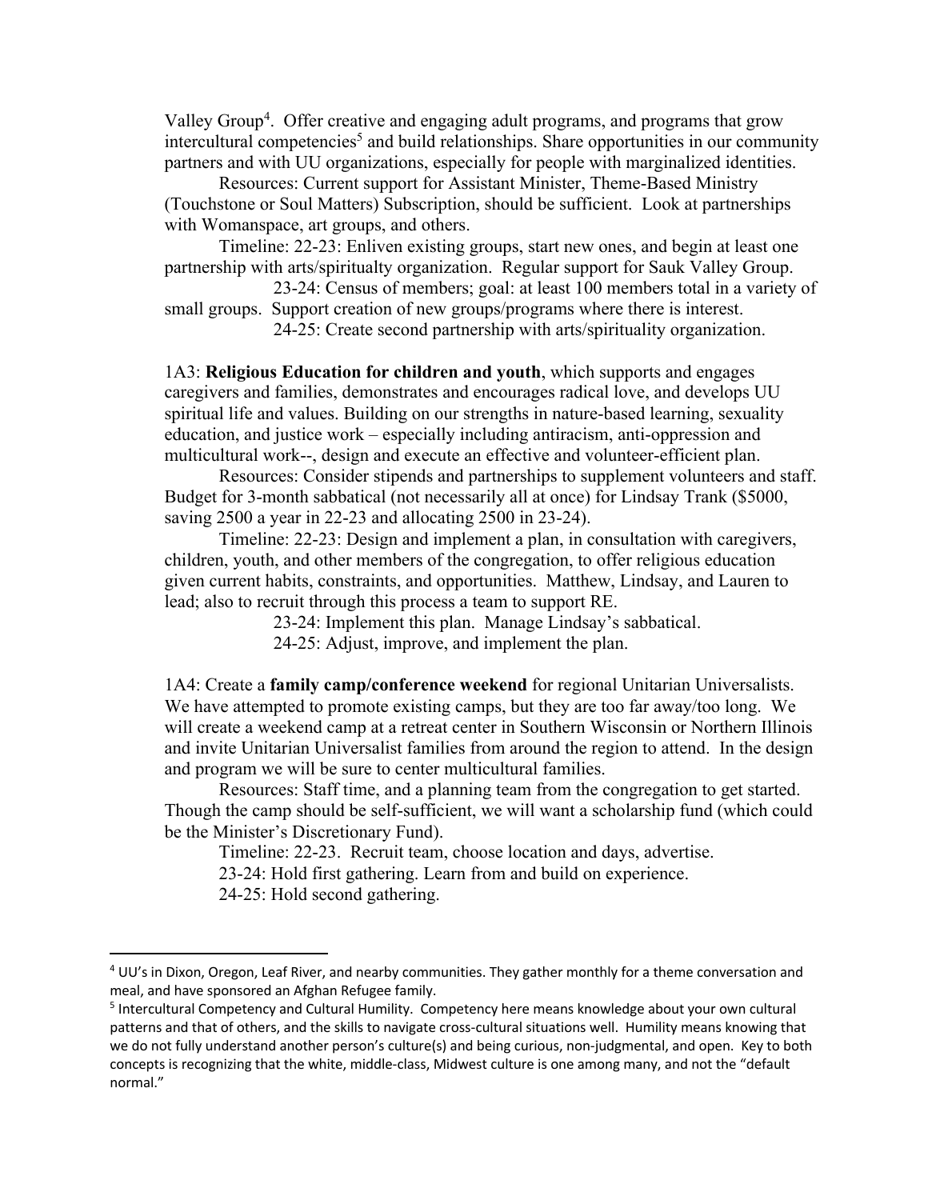Valley Group[4]. Offer creative and engaging adult programs, and programs that grow intercultural competencies[5] and build relationships. Share opportunities in our community partners and with UU organizations, especially for people with marginalized identities.

Resources: Current support for Assistant Minister, Theme-Based Ministry (Touchstone or Soul Matters) Subscription, should be sufficient. Look at partnerships with Womanspace, art groups, and others.

Timeline: 22-23: Enliven existing groups, start new ones, and begin at least one partnership with arts/spiritualty organization. Regular support for Sauk Valley Group.

23-24: Census of members; goal: at least 100 members total in a variety of small groups. Support creation of new groups/programs where there is interest.

24-25: Create second partnership with arts/spirituality organization.

1A3: **Religious Education for children and youth**, which supports and engages caregivers and families, demonstrates and encourages radical love, and develops UU spiritual life and values. Building on our strengths in nature-based learning, sexuality education, and justice work – especially including antiracism, anti-oppression and multicultural work--, design and execute an effective and volunteer-efficient plan.

Resources: Consider stipends and partnerships to supplement volunteers and staff. Budget for 3-month sabbatical (not necessarily all at once) for Lindsay Trank ($5000, saving 2500 a year in 22-23 and allocating 2500 in 23-24).

Timeline: 22-23: Design and implement a plan, in consultation with caregivers, children, youth, and other members of the congregation, to offer religious education given current habits, constraints, and opportunities. Matthew, Lindsay, and Lauren to lead; also to recruit through this process a team to support RE.

23-24: Implement this plan. Manage Lindsay's sabbatical.

24-25: Adjust, improve, and implement the plan.

1A4: Create a **family camp/conference weekend** for regional Unitarian Universalists. We have attempted to promote existing camps, but they are too far away/too long. We will create a weekend camp at a retreat center in Southern Wisconsin or Northern Illinois and invite Unitarian Universalist families from around the region to attend. In the design and program we will be sure to center multicultural families.

Resources: Staff time, and a planning team from the congregation to get started. Though the camp should be self-sufficient, we will want a scholarship fund (which could be the Minister's Discretionary Fund).

Timeline: 22-23. Recruit team, choose location and days, advertise.

23-24: Hold first gathering. Learn from and build on experience.

24-25: Hold second gathering.

---

[4] UU's in Dixon, Oregon, Leaf River, and nearby communities. They gather monthly for a theme conversation and meal, and have sponsored an Afghan Refugee family.

[5] Intercultural Competency and Cultural Humility. Competency here means knowledge about your own cultural patterns and that of others, and the skills to navigate cross-cultural situations well. Humility means knowing that we do not fully understand another person's culture(s) and being curious, non-judgmental, and open. Key to both concepts is recognizing that the white, middle-class, Midwest culture is one among many, and not the "default normal."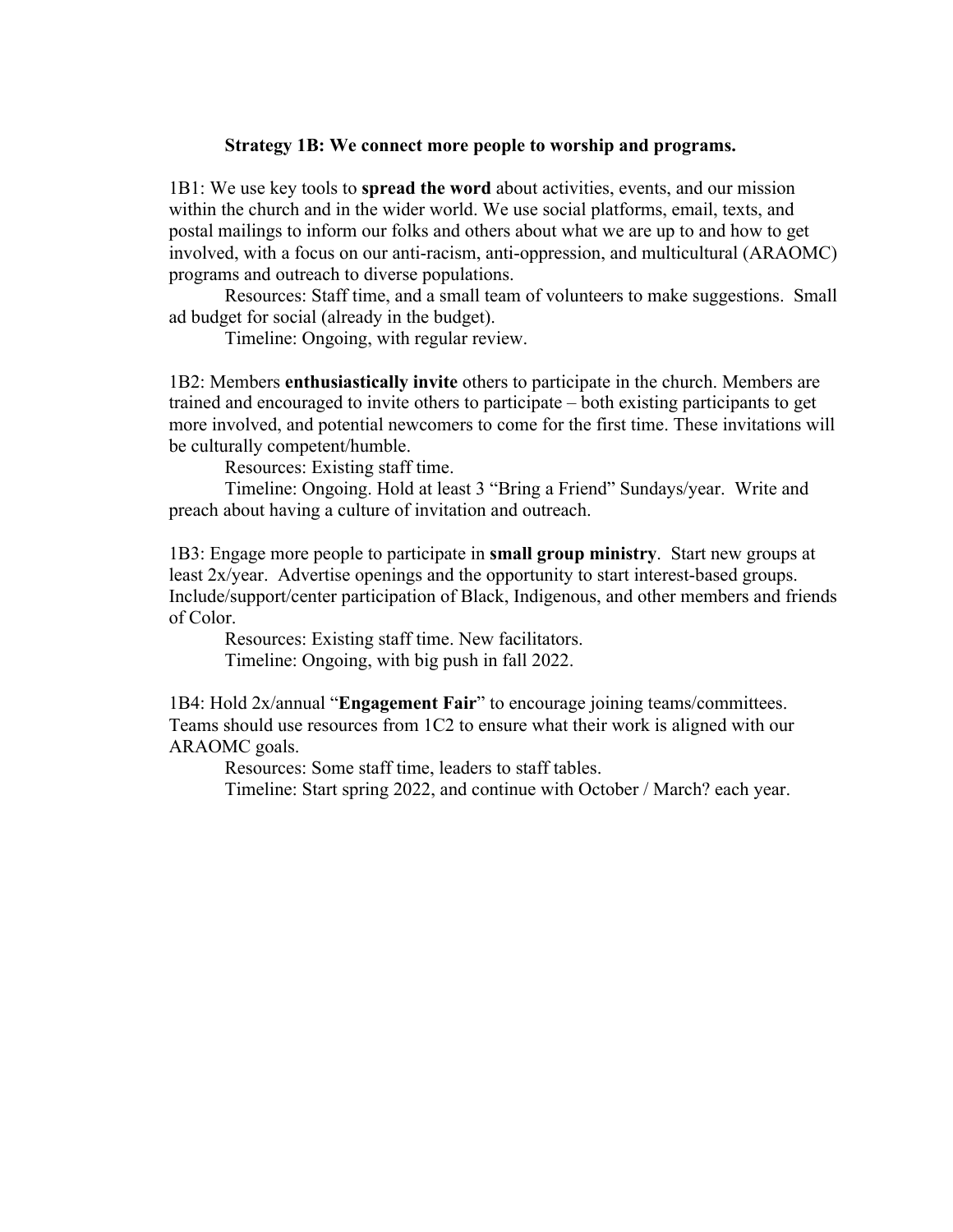**Strategy 1B: We connect more people to worship and programs.**

1B1: We use key tools to **spread the word** about activities, events, and our mission within the church and in the wider world. We use social platforms, email, texts, and postal mailings to inform our folks and others about what we are up to and how to get involved, with a focus on our anti-racism, anti-oppression, and multicultural (ARAOMC) programs and outreach to diverse populations.

Resources: Staff time, and a small team of volunteers to make suggestions. Small ad budget for social (already in the budget).

Timeline: Ongoing, with regular review.

1B2: Members **enthusiastically invite** others to participate in the church. Members are trained and encouraged to invite others to participate – both existing participants to get more involved, and potential newcomers to come for the first time. These invitations will be culturally competent/humble.

Resources: Existing staff time.

Timeline: Ongoing. Hold at least 3 "Bring a Friend" Sundays/year. Write and preach about having a culture of invitation and outreach.

1B3: Engage more people to participate in **small group ministry**. Start new groups at least 2x/year. Advertise openings and the opportunity to start interest-based groups. Include/support/center participation of Black, Indigenous, and other members and friends of Color.

Resources: Existing staff time. New facilitators.

Timeline: Ongoing, with big push in fall 2022.

1B4: Hold 2x/annual "**Engagement Fair**" to encourage joining teams/committees. Teams should use resources from 1C2 to ensure what their work is aligned with our ARAOMC goals.

Resources: Some staff time, leaders to staff tables.

Timeline: Start spring 2022, and continue with October / March? each year.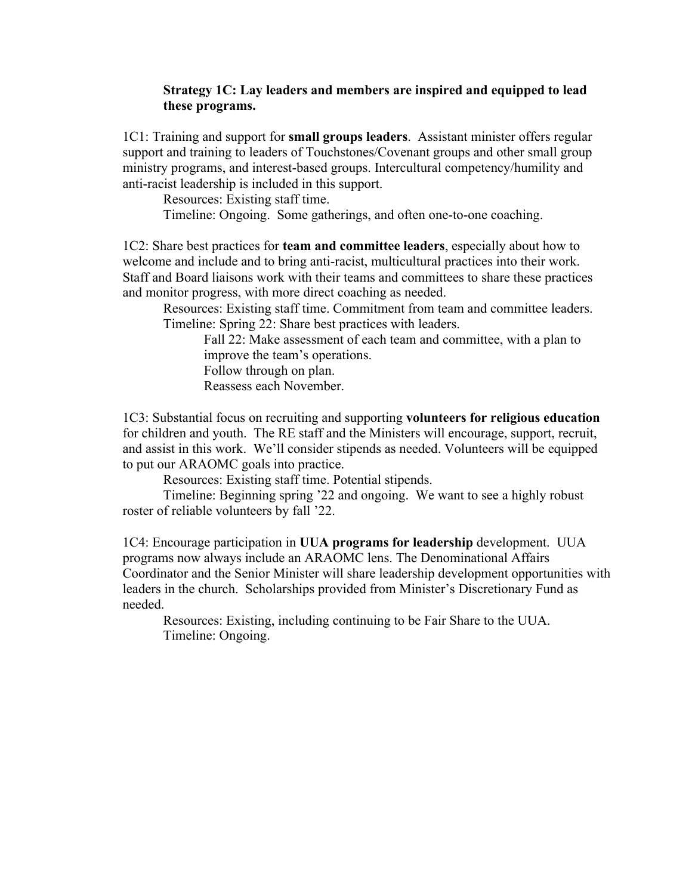**Strategy 1C: Lay leaders and members are inspired and equipped to lead these programs.**

1C1: Training and support for **small groups leaders**. Assistant minister offers regular support and training to leaders of Touchstones/Covenant groups and other small group ministry programs, and interest-based groups. Intercultural competency/humility and anti-racist leadership is included in this support.

Resources: Existing staff time.

Timeline: Ongoing. Some gatherings, and often one-to-one coaching.

1C2: Share best practices for **team and committee leaders**, especially about how to welcome and include and to bring anti-racist, multicultural practices into their work. Staff and Board liaisons work with their teams and committees to share these practices and monitor progress, with more direct coaching as needed.

Resources: Existing staff time. Commitment from team and committee leaders.

Timeline: Spring 22: Share best practices with leaders.

Fall 22: Make assessment of each team and committee, with a plan to improve the team's operations.

Follow through on plan.

Reassess each November.

1C3: Substantial focus on recruiting and supporting **volunteers for religious education** for children and youth. The RE staff and the Ministers will encourage, support, recruit, and assist in this work. We'll consider stipends as needed. Volunteers will be equipped to put our ARAOMC goals into practice.

Resources: Existing staff time. Potential stipends.

Timeline: Beginning spring '22 and ongoing. We want to see a highly robust roster of reliable volunteers by fall '22.

1C4: Encourage participation in **UUA programs for leadership** development. UUA programs now always include an ARAOMC lens. The Denominational Affairs Coordinator and the Senior Minister will share leadership development opportunities with leaders in the church. Scholarships provided from Minister's Discretionary Fund as needed.

Resources: Existing, including continuing to be Fair Share to the UUA.

Timeline: Ongoing.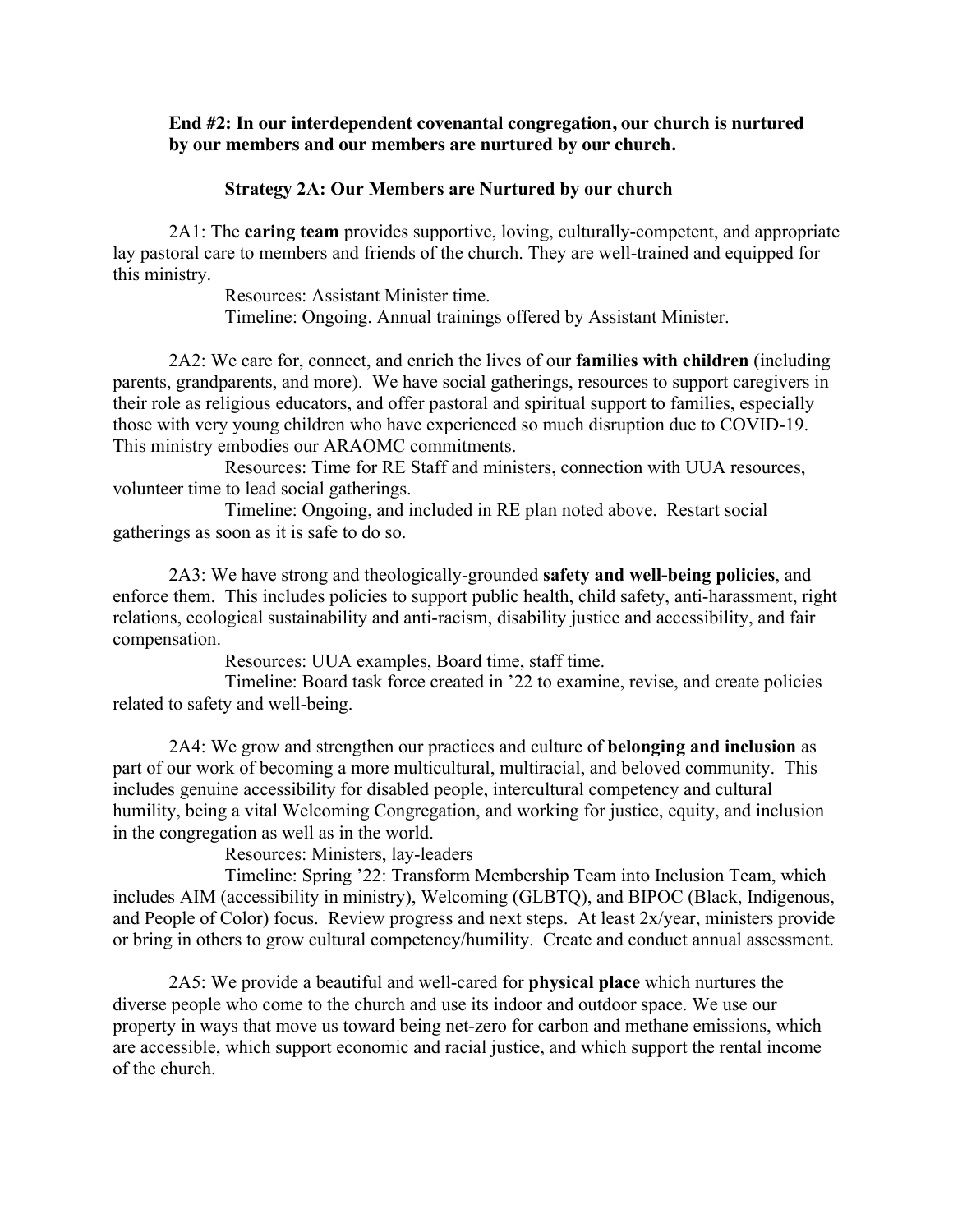**End #2: In our interdependent covenantal congregation, our church is nurtured by our members and our members are nurtured by our church.**

**Strategy 2A: Our Members are Nurtured by our church**

2A1: The **caring team** provides supportive, loving, culturally-competent, and appropriate lay pastoral care to members and friends of the church. They are well-trained and equipped for this ministry.

Resources: Assistant Minister time.

Timeline: Ongoing. Annual trainings offered by Assistant Minister.

2A2: We care for, connect, and enrich the lives of our **families with children** (including parents, grandparents, and more). We have social gatherings, resources to support caregivers in their role as religious educators, and offer pastoral and spiritual support to families, especially those with very young children who have experienced so much disruption due to COVID-19. This ministry embodies our ARAOMC commitments.

Resources: Time for RE Staff and ministers, connection with UUA resources, volunteer time to lead social gatherings.

Timeline: Ongoing, and included in RE plan noted above. Restart social gatherings as soon as it is safe to do so.

2A3: We have strong and theologically-grounded **safety and well-being policies**, and enforce them. This includes policies to support public health, child safety, anti-harassment, right relations, ecological sustainability and anti-racism, disability justice and accessibility, and fair compensation.

Resources: UUA examples, Board time, staff time.

Timeline: Board task force created in '22 to examine, revise, and create policies related to safety and well-being.

2A4: We grow and strengthen our practices and culture of **belonging and inclusion** as part of our work of becoming a more multicultural, multiracial, and beloved community. This includes genuine accessibility for disabled people, intercultural competency and cultural humility, being a vital Welcoming Congregation, and working for justice, equity, and inclusion in the congregation as well as in the world.

Resources: Ministers, lay-leaders

Timeline: Spring '22: Transform Membership Team into Inclusion Team, which includes AIM (accessibility in ministry), Welcoming (GLBTQ), and BIPOC (Black, Indigenous, and People of Color) focus. Review progress and next steps. At least 2x/year, ministers provide or bring in others to grow cultural competency/humility. Create and conduct annual assessment.

2A5: We provide a beautiful and well-cared for **physical place** which nurtures the diverse people who come to the church and use its indoor and outdoor space. We use our property in ways that move us toward being net-zero for carbon and methane emissions, which are accessible, which support economic and racial justice, and which support the rental income of the church.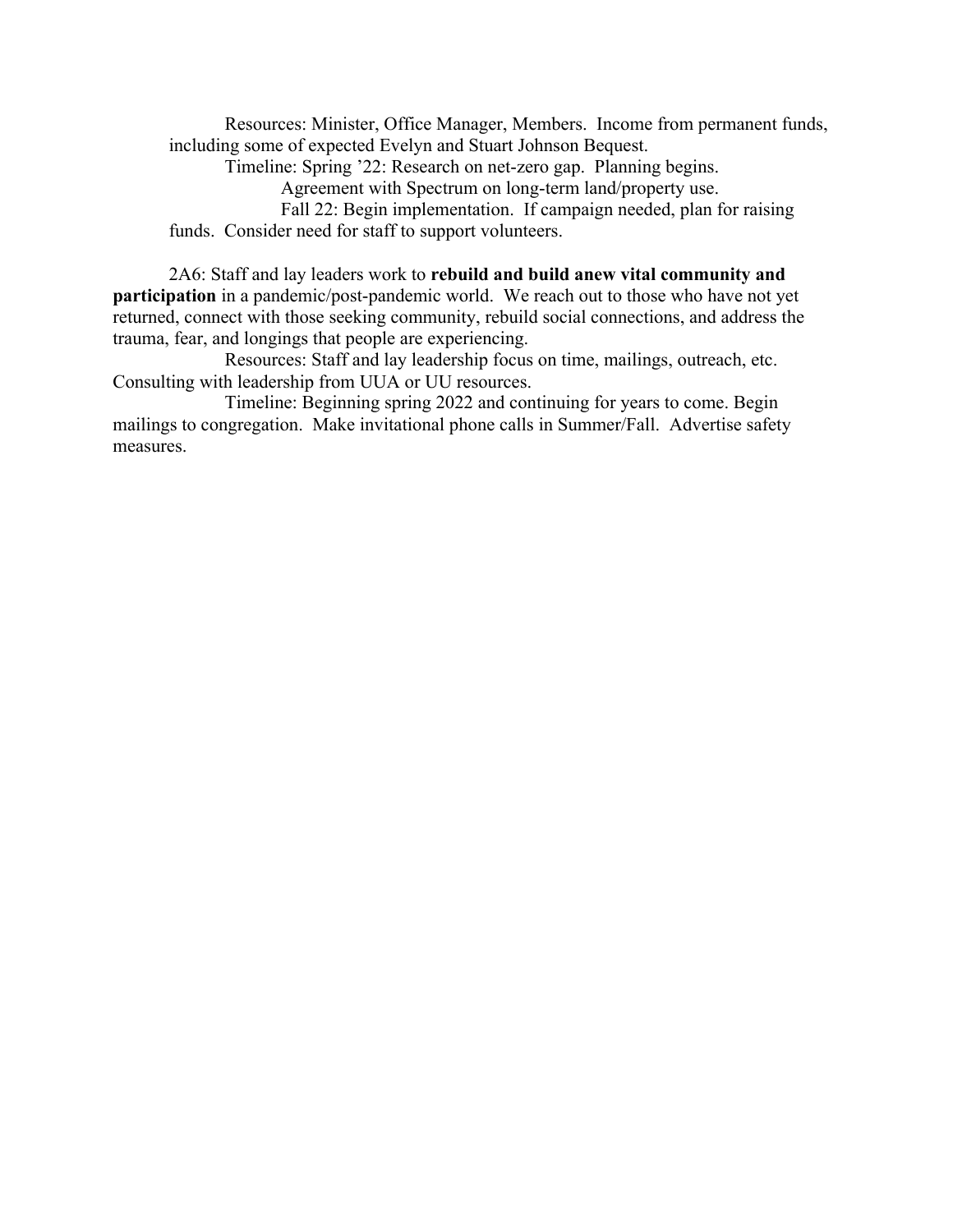Resources: Minister, Office Manager, Members. Income from permanent funds, including some of expected Evelyn and Stuart Johnson Bequest.

Timeline: Spring '22: Research on net-zero gap. Planning begins.

Agreement with Spectrum on long-term land/property use.

Fall 22: Begin implementation. If campaign needed, plan for raising funds. Consider need for staff to support volunteers.

2A6: Staff and lay leaders work to **rebuild and build anew vital community and participation** in a pandemic/post-pandemic world. We reach out to those who have not yet returned, connect with those seeking community, rebuild social connections, and address the trauma, fear, and longings that people are experiencing.

Resources: Staff and lay leadership focus on time, mailings, outreach, etc. Consulting with leadership from UUA or UU resources.

Timeline: Beginning spring 2022 and continuing for years to come. Begin mailings to congregation. Make invitational phone calls in Summer/Fall. Advertise safety measures.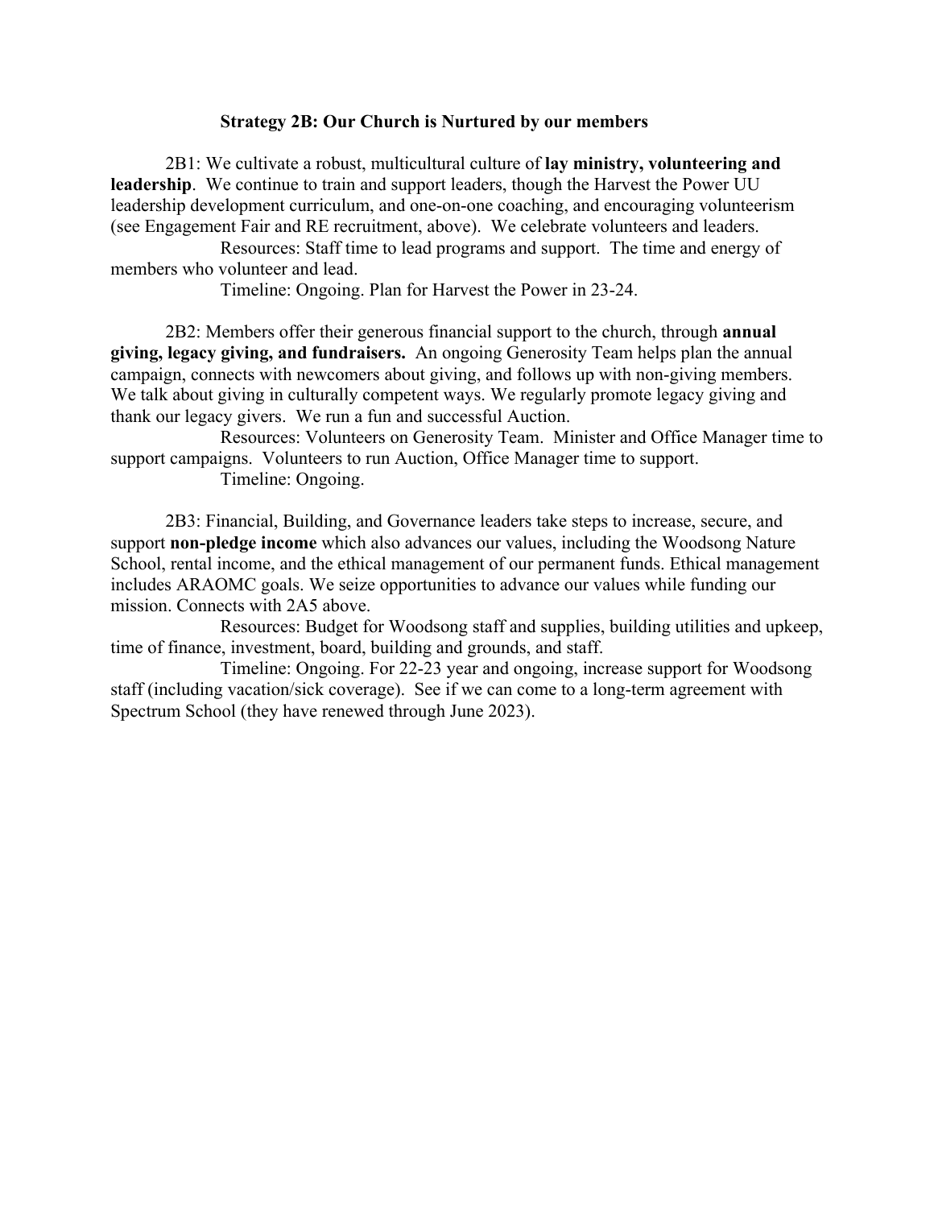### Strategy 2B: Our Church is Nurtured by our members

2B1: We cultivate a robust, multicultural culture of **lay ministry, volunteering and leadership**. We continue to train and support leaders, though the Harvest the Power UU leadership development curriculum, and one-on-one coaching, and encouraging volunteerism (see Engagement Fair and RE recruitment, above). We celebrate volunteers and leaders.

Resources: Staff time to lead programs and support. The time and energy of members who volunteer and lead.

Timeline: Ongoing. Plan for Harvest the Power in 23-24.

2B2: Members offer their generous financial support to the church, through **annual giving, legacy giving, and fundraisers.** An ongoing Generosity Team helps plan the annual campaign, connects with newcomers about giving, and follows up with non-giving members. We talk about giving in culturally competent ways. We regularly promote legacy giving and thank our legacy givers. We run a fun and successful Auction.

Resources: Volunteers on Generosity Team. Minister and Office Manager time to support campaigns. Volunteers to run Auction, Office Manager time to support.

Timeline: Ongoing.

2B3: Financial, Building, and Governance leaders take steps to increase, secure, and support **non-pledge income** which also advances our values, including the Woodsong Nature School, rental income, and the ethical management of our permanent funds. Ethical management includes ARAOMC goals. We seize opportunities to advance our values while funding our mission. Connects with 2A5 above.

Resources: Budget for Woodsong staff and supplies, building utilities and upkeep, time of finance, investment, board, building and grounds, and staff.

Timeline: Ongoing. For 22-23 year and ongoing, increase support for Woodsong staff (including vacation/sick coverage). See if we can come to a long-term agreement with Spectrum School (they have renewed through June 2023).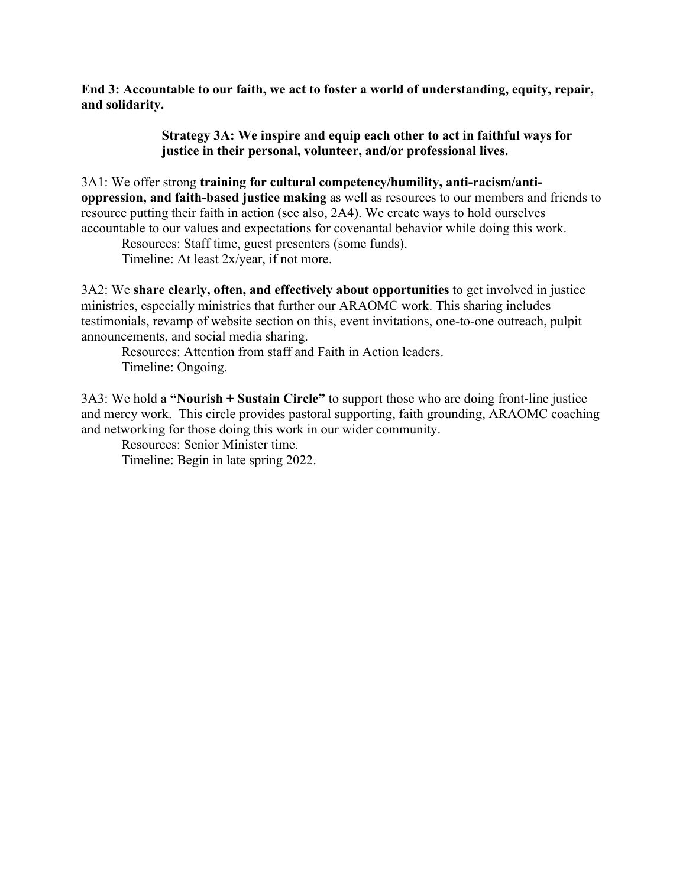**End 3: Accountable to our faith, we act to foster a world of understanding, equity, repair, and solidarity.**

> **Strategy 3A: We inspire and equip each other to act in faithful ways for justice in their personal, volunteer, and/or professional lives.**

3A1: We offer strong **training for cultural competency/humility, anti-racism/anti-oppression, and faith-based justice making** as well as resources to our members and friends to resource putting their faith in action (see also, 2A4). We create ways to hold ourselves accountable to our values and expectations for covenantal behavior while doing this work.

Resources: Staff time, guest presenters (some funds).
Timeline: At least 2x/year, if not more.

3A2: We **share clearly, often, and effectively about opportunities** to get involved in justice ministries, especially ministries that further our ARAOMC work. This sharing includes testimonials, revamp of website section on this, event invitations, one-to-one outreach, pulpit announcements, and social media sharing.

Resources: Attention from staff and Faith in Action leaders.
Timeline: Ongoing.

3A3: We hold a **"Nourish + Sustain Circle"** to support those who are doing front-line justice and mercy work. This circle provides pastoral supporting, faith grounding, ARAOMC coaching and networking for those doing this work in our wider community.

Resources: Senior Minister time.
Timeline: Begin in late spring 2022.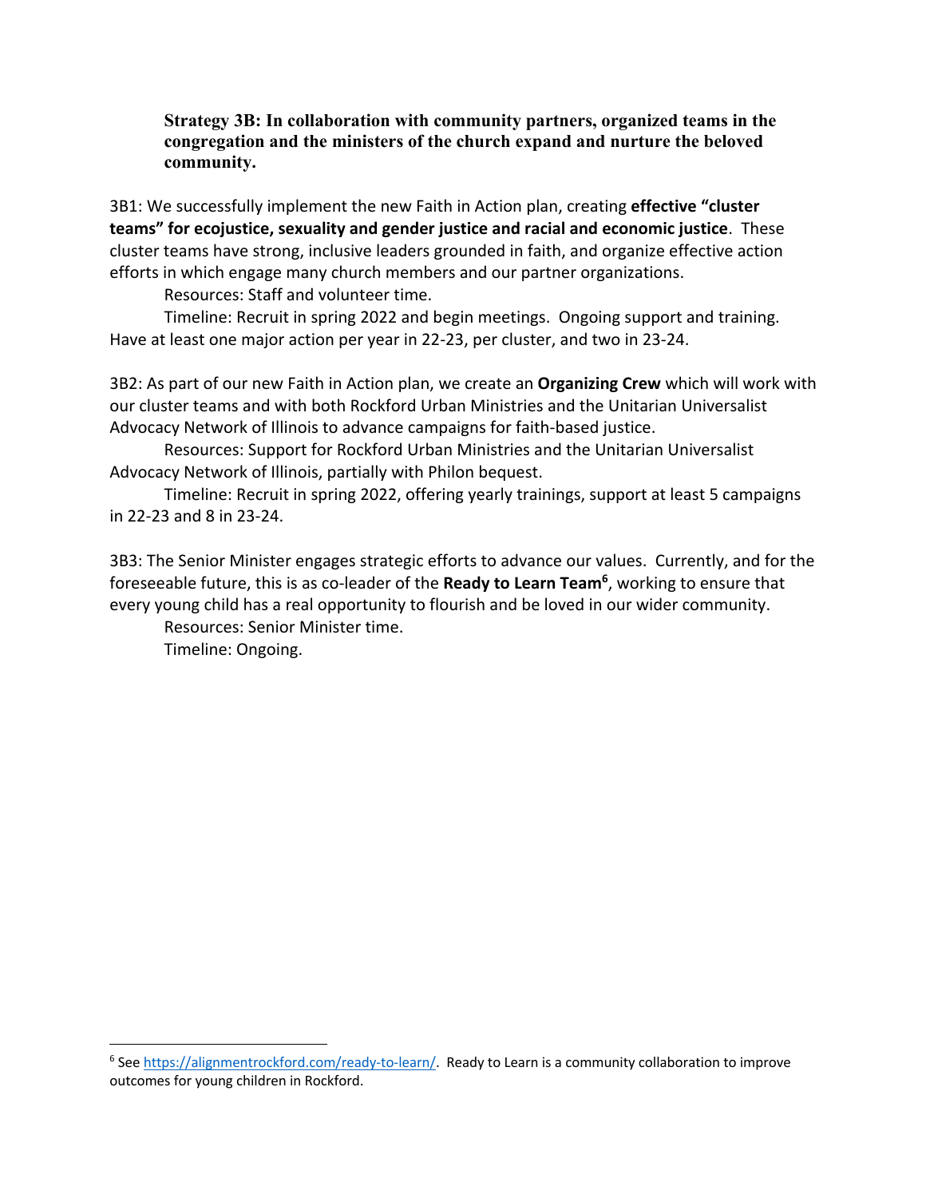**Strategy 3B: In collaboration with community partners, organized teams in the congregation and the ministers of the church expand and nurture the beloved community.**

3B1: We successfully implement the new Faith in Action plan, creating **effective "cluster teams" for ecojustice, sexuality and gender justice and racial and economic justice**. These cluster teams have strong, inclusive leaders grounded in faith, and organize effective action efforts in which engage many church members and our partner organizations.

Resources: Staff and volunteer time.

Timeline: Recruit in spring 2022 and begin meetings. Ongoing support and training. Have at least one major action per year in 22-23, per cluster, and two in 23-24.

3B2: As part of our new Faith in Action plan, we create an **Organizing Crew** which will work with our cluster teams and with both Rockford Urban Ministries and the Unitarian Universalist Advocacy Network of Illinois to advance campaigns for faith-based justice.

Resources: Support for Rockford Urban Ministries and the Unitarian Universalist Advocacy Network of Illinois, partially with Philon bequest.

Timeline: Recruit in spring 2022, offering yearly trainings, support at least 5 campaigns in 22-23 and 8 in 23-24.

3B3: The Senior Minister engages strategic efforts to advance our values. Currently, and for the foreseeable future, this is as co-leader of the **Ready to Learn Team**[6], working to ensure that every young child has a real opportunity to flourish and be loved in our wider community.

Resources: Senior Minister time.

Timeline: Ongoing.

[6] See https://alignmentrockford.com/ready-to-learn/. Ready to Learn is a community collaboration to improve outcomes for young children in Rockford.